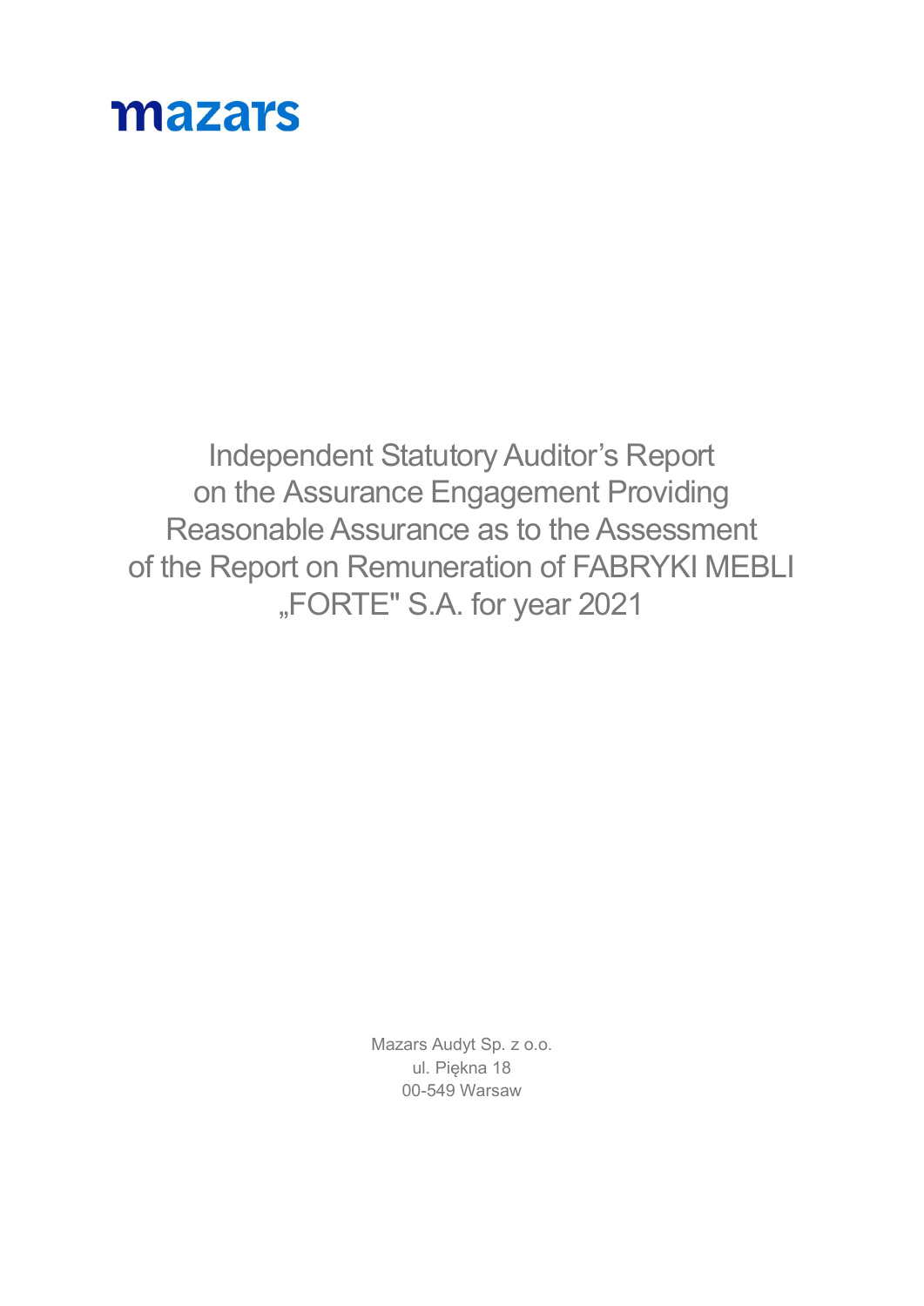mazars

# Independent Statutory Auditor's Report on the Assurance Engagement Providing Reasonable Assurance as to the Assessment of the Report on Remuneration of FABRYKI MEBLI „FORTE" S.A. for year 2021

Mazars Audyt Sp. z o.o.
ul. Piękna 18
00-549 Warsaw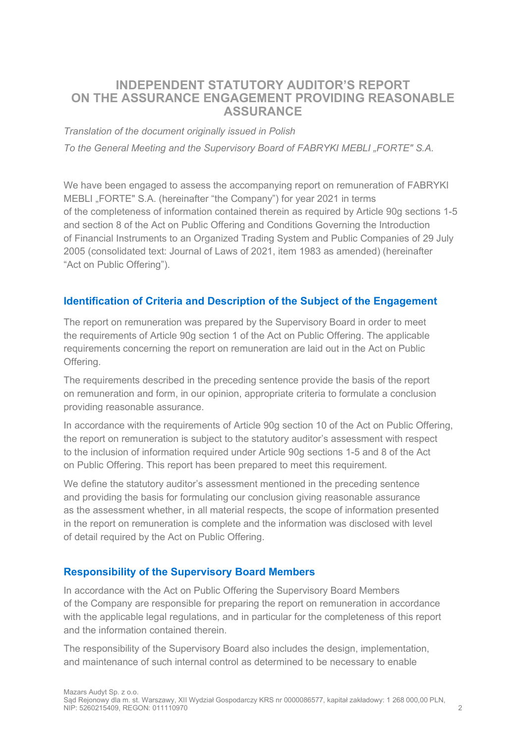# INDEPENDENT STATUTORY AUDITOR'S REPORT ON THE ASSURANCE ENGAGEMENT PROVIDING REASONABLE ASSURANCE

*Translation of the document originally issued in Polish*

*To the General Meeting and the Supervisory Board of FABRYKI MEBLI „FORTE" S.A.*

We have been engaged to assess the accompanying report on remuneration of FABRYKI MEBLI „FORTE" S.A. (hereinafter "the Company") for year 2021 in terms of the completeness of information contained therein as required by Article 90g sections 1-5 and section 8 of the Act on Public Offering and Conditions Governing the Introduction of Financial Instruments to an Organized Trading System and Public Companies of 29 July 2005 (consolidated text: Journal of Laws of 2021, item 1983 as amended) (hereinafter "Act on Public Offering").

## Identification of Criteria and Description of the Subject of the Engagement

The report on remuneration was prepared by the Supervisory Board in order to meet the requirements of Article 90g section 1 of the Act on Public Offering. The applicable requirements concerning the report on remuneration are laid out in the Act on Public Offering.

The requirements described in the preceding sentence provide the basis of the report on remuneration and form, in our opinion, appropriate criteria to formulate a conclusion providing reasonable assurance.

In accordance with the requirements of Article 90g section 10 of the Act on Public Offering, the report on remuneration is subject to the statutory auditor's assessment with respect to the inclusion of information required under Article 90g sections 1-5 and 8 of the Act on Public Offering. This report has been prepared to meet this requirement.

We define the statutory auditor's assessment mentioned in the preceding sentence and providing the basis for formulating our conclusion giving reasonable assurance as the assessment whether, in all material respects, the scope of information presented in the report on remuneration is complete and the information was disclosed with level of detail required by the Act on Public Offering.

## Responsibility of the Supervisory Board Members

In accordance with the Act on Public Offering the Supervisory Board Members of the Company are responsible for preparing the report on remuneration in accordance with the applicable legal regulations, and in particular for the completeness of this report and the information contained therein.

The responsibility of the Supervisory Board also includes the design, implementation, and maintenance of such internal control as determined to be necessary to enable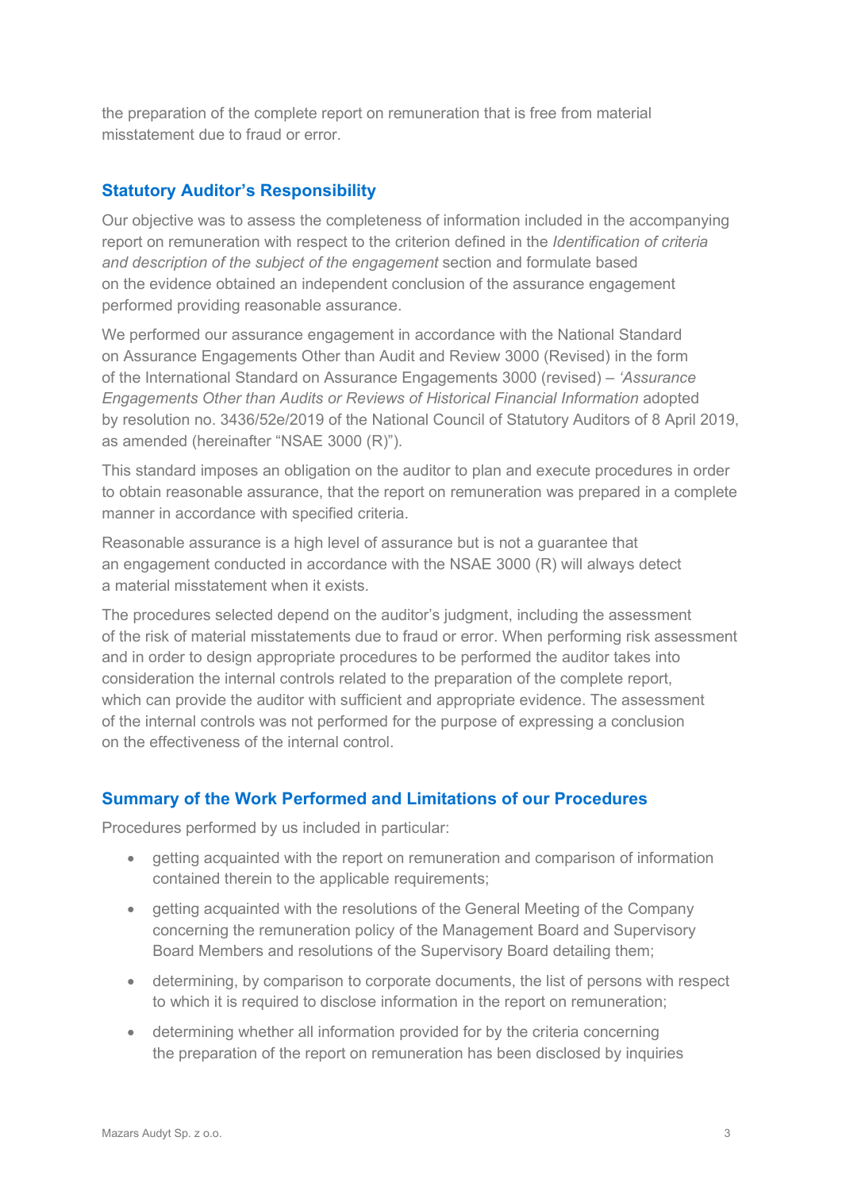the preparation of the complete report on remuneration that is free from material misstatement due to fraud or error.

## Statutory Auditor's Responsibility

Our objective was to assess the completeness of information included in the accompanying report on remuneration with respect to the criterion defined in the *Identification of criteria and description of the subject of the engagement* section and formulate based on the evidence obtained an independent conclusion of the assurance engagement performed providing reasonable assurance.

We performed our assurance engagement in accordance with the National Standard on Assurance Engagements Other than Audit and Review 3000 (Revised) in the form of the International Standard on Assurance Engagements 3000 (revised) – *'Assurance Engagements Other than Audits or Reviews of Historical Financial Information* adopted by resolution no. 3436/52e/2019 of the National Council of Statutory Auditors of 8 April 2019, as amended (hereinafter "NSAE 3000 (R)").

This standard imposes an obligation on the auditor to plan and execute procedures in order to obtain reasonable assurance, that the report on remuneration was prepared in a complete manner in accordance with specified criteria.

Reasonable assurance is a high level of assurance but is not a guarantee that an engagement conducted in accordance with the NSAE 3000 (R) will always detect a material misstatement when it exists.

The procedures selected depend on the auditor's judgment, including the assessment of the risk of material misstatements due to fraud or error. When performing risk assessment and in order to design appropriate procedures to be performed the auditor takes into consideration the internal controls related to the preparation of the complete report, which can provide the auditor with sufficient and appropriate evidence. The assessment of the internal controls was not performed for the purpose of expressing a conclusion on the effectiveness of the internal control.

## Summary of the Work Performed and Limitations of our Procedures

Procedures performed by us included in particular:

- getting acquainted with the report on remuneration and comparison of information contained therein to the applicable requirements;
- getting acquainted with the resolutions of the General Meeting of the Company concerning the remuneration policy of the Management Board and Supervisory Board Members and resolutions of the Supervisory Board detailing them;
- determining, by comparison to corporate documents, the list of persons with respect to which it is required to disclose information in the report on remuneration;
- determining whether all information provided for by the criteria concerning the preparation of the report on remuneration has been disclosed by inquiries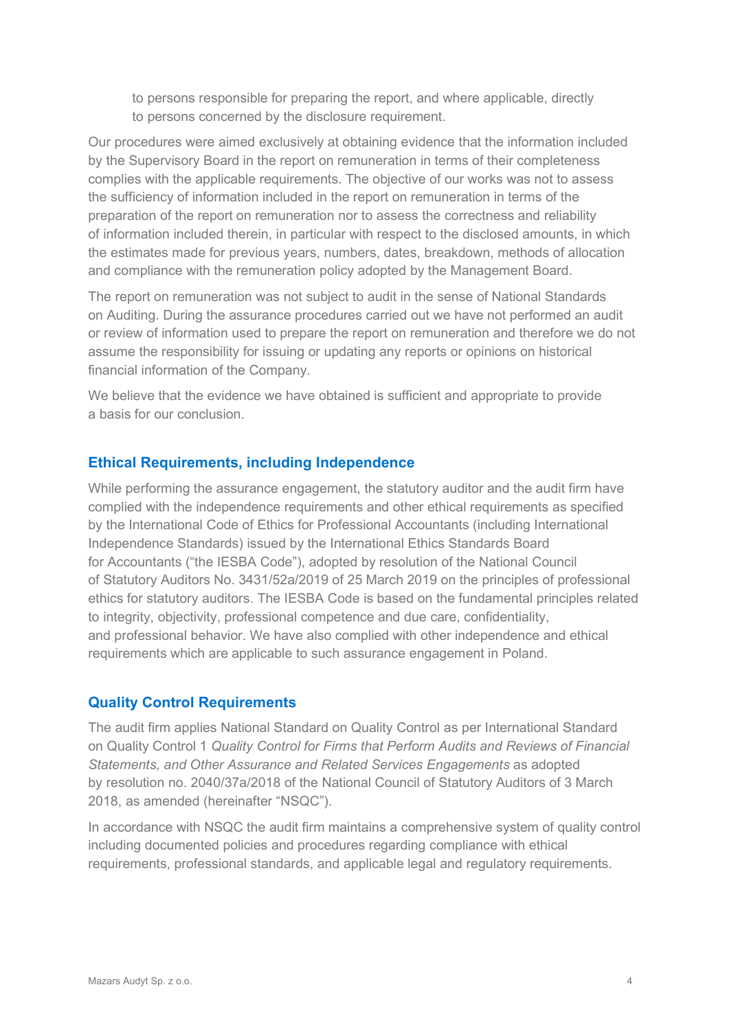to persons responsible for preparing the report, and where applicable, directly to persons concerned by the disclosure requirement.

Our procedures were aimed exclusively at obtaining evidence that the information included by the Supervisory Board in the report on remuneration in terms of their completeness complies with the applicable requirements. The objective of our works was not to assess the sufficiency of information included in the report on remuneration in terms of the preparation of the report on remuneration nor to assess the correctness and reliability of information included therein, in particular with respect to the disclosed amounts, in which the estimates made for previous years, numbers, dates, breakdown, methods of allocation and compliance with the remuneration policy adopted by the Management Board.

The report on remuneration was not subject to audit in the sense of National Standards on Auditing. During the assurance procedures carried out we have not performed an audit or review of information used to prepare the report on remuneration and therefore we do not assume the responsibility for issuing or updating any reports or opinions on historical financial information of the Company.

We believe that the evidence we have obtained is sufficient and appropriate to provide a basis for our conclusion.

## Ethical Requirements, including Independence

While performing the assurance engagement, the statutory auditor and the audit firm have complied with the independence requirements and other ethical requirements as specified by the International Code of Ethics for Professional Accountants (including International Independence Standards) issued by the International Ethics Standards Board for Accountants ("the IESBA Code"), adopted by resolution of the National Council of Statutory Auditors No. 3431/52a/2019 of 25 March 2019 on the principles of professional ethics for statutory auditors. The IESBA Code is based on the fundamental principles related to integrity, objectivity, professional competence and due care, confidentiality, and professional behavior. We have also complied with other independence and ethical requirements which are applicable to such assurance engagement in Poland.

## Quality Control Requirements

The audit firm applies National Standard on Quality Control as per International Standard on Quality Control 1 *Quality Control for Firms that Perform Audits and Reviews of Financial Statements, and Other Assurance and Related Services Engagements* as adopted by resolution no. 2040/37a/2018 of the National Council of Statutory Auditors of 3 March 2018, as amended (hereinafter "NSQC").

In accordance with NSQC the audit firm maintains a comprehensive system of quality control including documented policies and procedures regarding compliance with ethical requirements, professional standards, and applicable legal and regulatory requirements.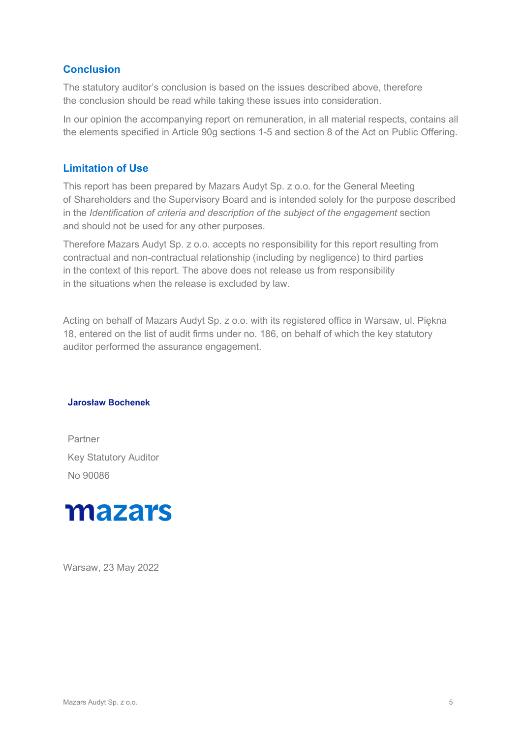## Conclusion

The statutory auditor's conclusion is based on the issues described above, therefore the conclusion should be read while taking these issues into consideration.

In our opinion the accompanying report on remuneration, in all material respects, contains all the elements specified in Article 90g sections 1-5 and section 8 of the Act on Public Offering.

## Limitation of Use

This report has been prepared by Mazars Audyt Sp. z o.o. for the General Meeting of Shareholders and the Supervisory Board and is intended solely for the purpose described in the *Identification of criteria and description of the subject of the engagement* section and should not be used for any other purposes.

Therefore Mazars Audyt Sp. z o.o. accepts no responsibility for this report resulting from contractual and non-contractual relationship (including by negligence) to third parties in the context of this report. The above does not release us from responsibility in the situations when the release is excluded by law.

Acting on behalf of Mazars Audyt Sp. z o.o. with its registered office in Warsaw, ul. Piękna 18, entered on the list of audit firms under no. 186, on behalf of which the key statutory auditor performed the assurance engagement.

**Jarosław Bochenek**

Partner

Key Statutory Auditor

No 90086

mazars

Warsaw, 23 May 2022